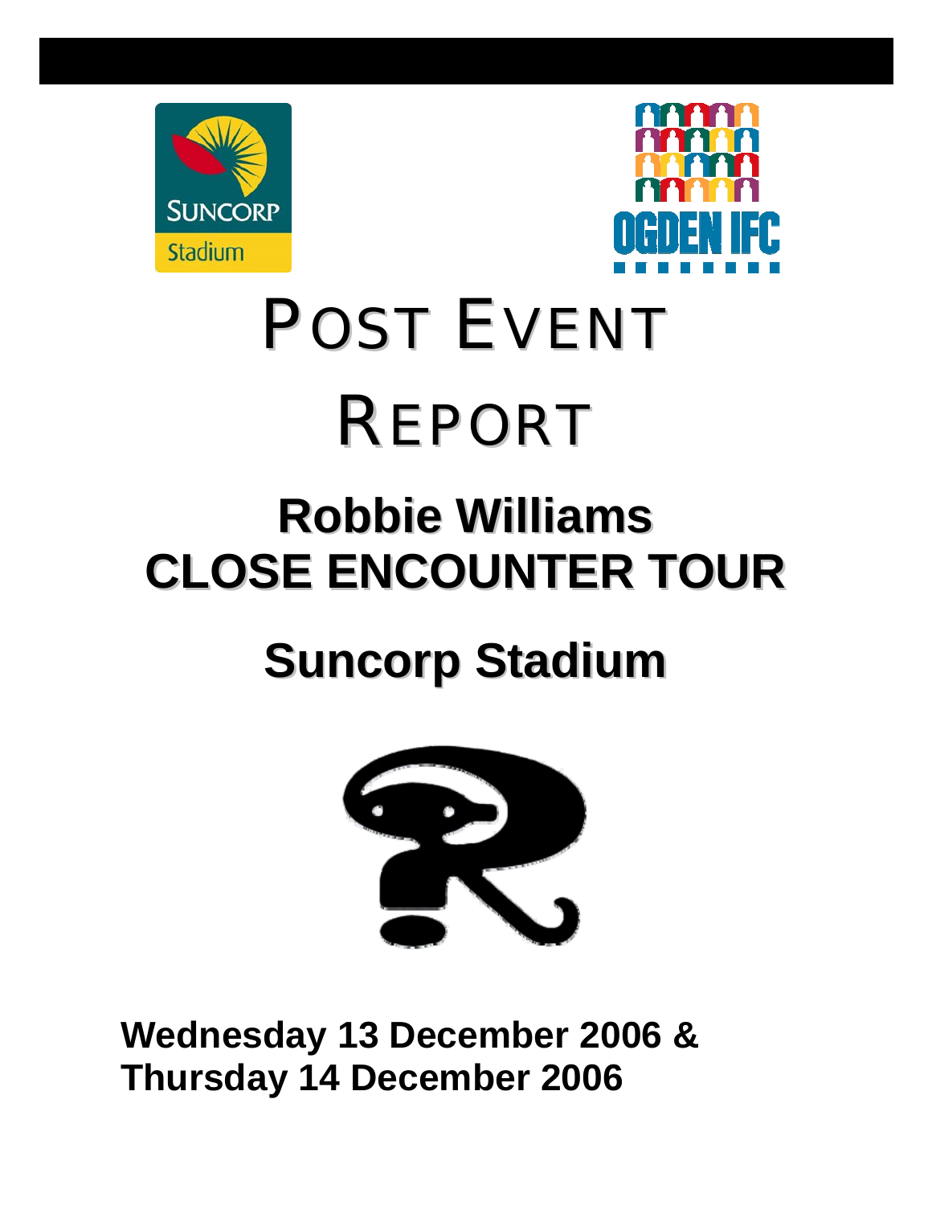# POST EVENT REPORT

## Robbie Williams
## CLOSE ENCOUNTER TOUR

## Suncorp Stadium

**Wednesday 13 December 2006 &**
**Thursday 14 December 2006**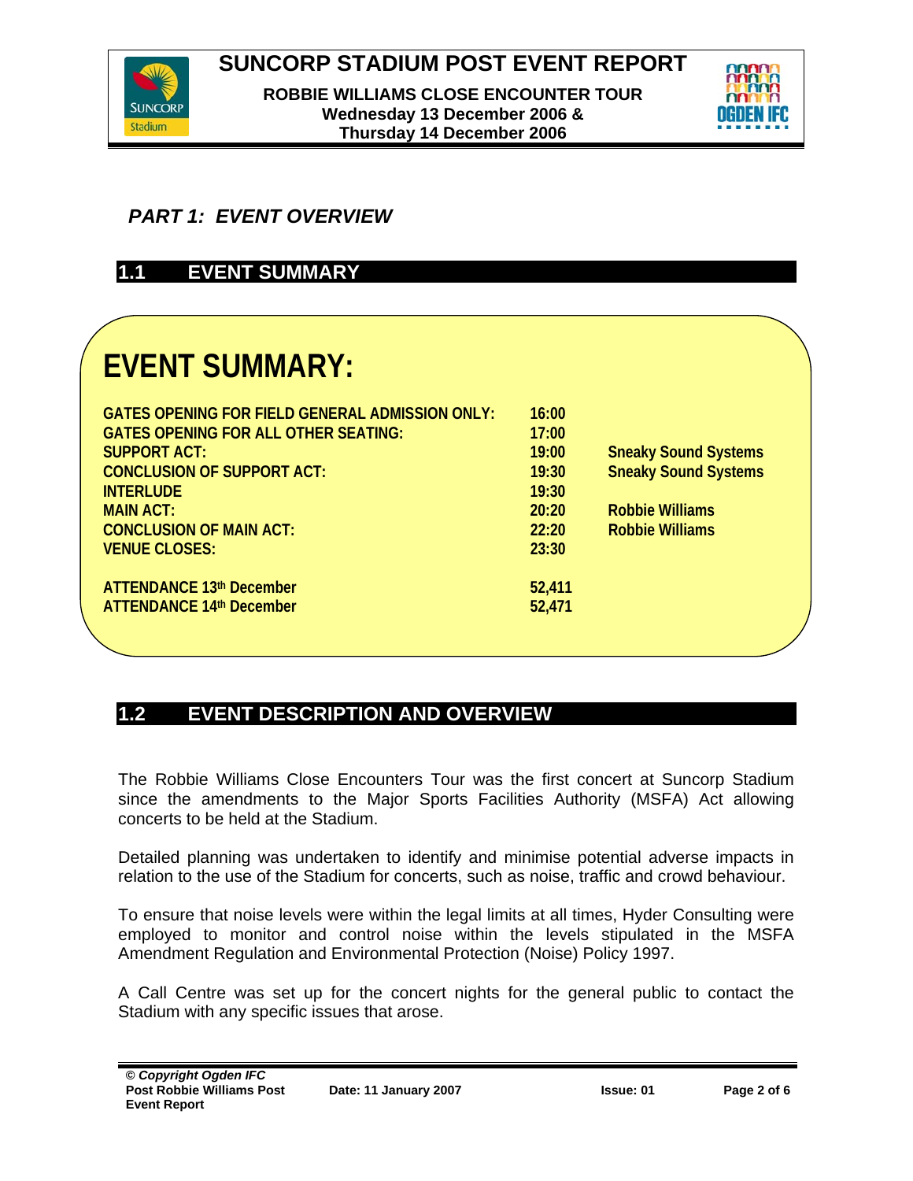## *PART 1: EVENT OVERVIEW*

### 1.1 EVENT SUMMARY

# EVENT SUMMARY:

| | | |
|---|---|---|
| **GATES OPENING FOR FIELD GENERAL ADMISSION ONLY:** | **16:00** | |
| **GATES OPENING FOR ALL OTHER SEATING:** | **17:00** | |
| **SUPPORT ACT:** | **19:00** | **Sneaky Sound Systems** |
| **CONCLUSION OF SUPPORT ACT:** | **19:30** | **Sneaky Sound Systems** |
| **INTERLUDE** | **19:30** | |
| **MAIN ACT:** | **20:20** | **Robbie Williams** |
| **CONCLUSION OF MAIN ACT:** | **22:20** | **Robbie Williams** |
| **VENUE CLOSES:** | **23:30** | |
| | | |
| **ATTENDANCE 13th December** | **52,411** | |
| **ATTENDANCE 14th December** | **52,471** | |

### 1.2 EVENT DESCRIPTION AND OVERVIEW

The Robbie Williams Close Encounters Tour was the first concert at Suncorp Stadium since the amendments to the Major Sports Facilities Authority (MSFA) Act allowing concerts to be held at the Stadium.

Detailed planning was undertaken to identify and minimise potential adverse impacts in relation to the use of the Stadium for concerts, such as noise, traffic and crowd behaviour.

To ensure that noise levels were within the legal limits at all times, Hyder Consulting were employed to monitor and control noise within the levels stipulated in the MSFA Amendment Regulation and Environmental Protection (Noise) Policy 1997.

A Call Centre was set up for the concert nights for the general public to contact the Stadium with any specific issues that arose.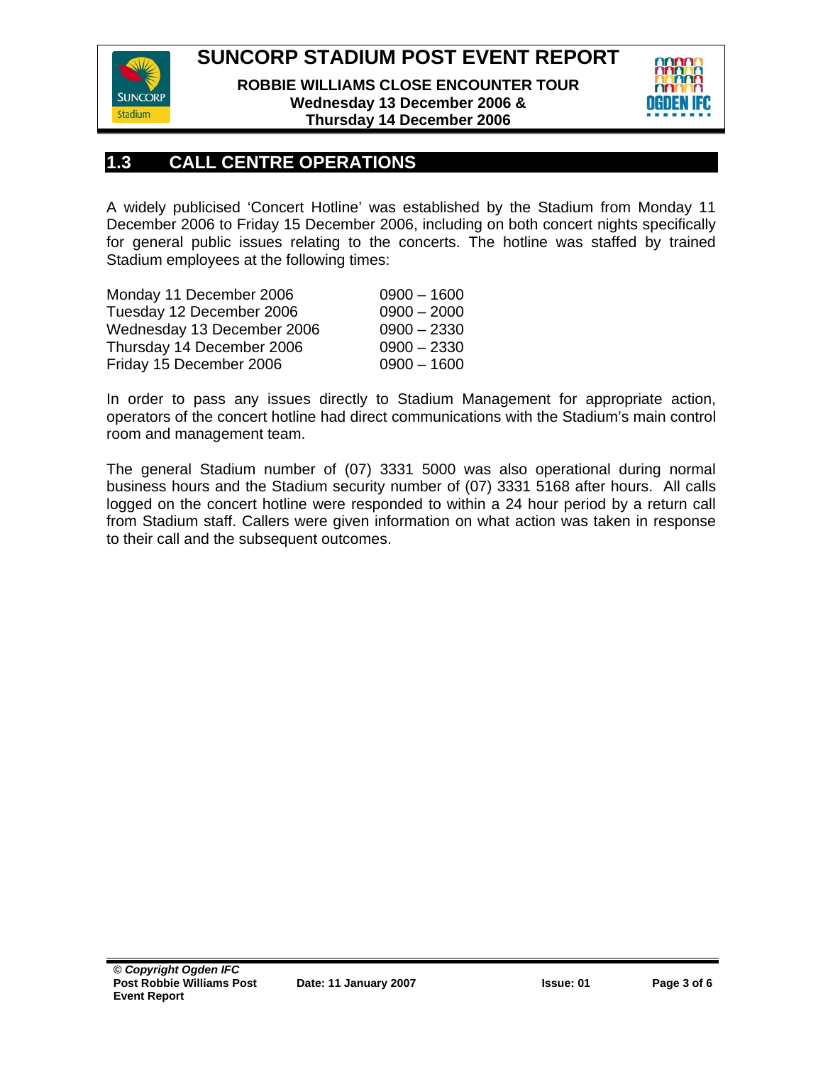## 1.3 CALL CENTRE OPERATIONS

A widely publicised 'Concert Hotline' was established by the Stadium from Monday 11 December 2006 to Friday 15 December 2006, including on both concert nights specifically for general public issues relating to the concerts. The hotline was staffed by trained Stadium employees at the following times:

| | |
|---|---|
| Monday 11 December 2006 | 0900 – 1600 |
| Tuesday 12 December 2006 | 0900 – 2000 |
| Wednesday 13 December 2006 | 0900 – 2330 |
| Thursday 14 December 2006 | 0900 – 2330 |
| Friday 15 December 2006 | 0900 – 1600 |

In order to pass any issues directly to Stadium Management for appropriate action, operators of the concert hotline had direct communications with the Stadium's main control room and management team.

The general Stadium number of (07) 3331 5000 was also operational during normal business hours and the Stadium security number of (07) 3331 5168 after hours. All calls logged on the concert hotline were responded to within a 24 hour period by a return call from Stadium staff. Callers were given information on what action was taken in response to their call and the subsequent outcomes.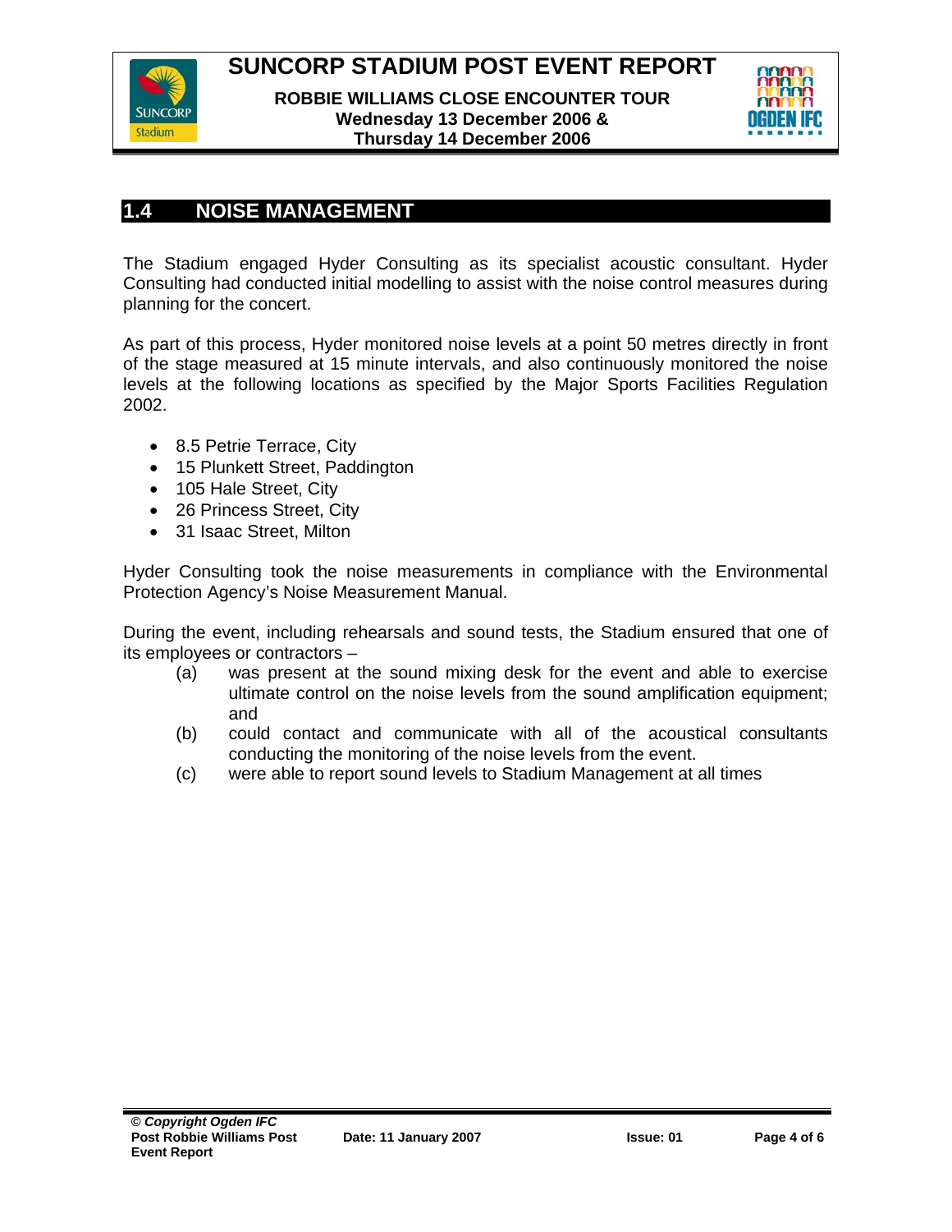## 1.4 NOISE MANAGEMENT

The Stadium engaged Hyder Consulting as its specialist acoustic consultant. Hyder Consulting had conducted initial modelling to assist with the noise control measures during planning for the concert.

As part of this process, Hyder monitored noise levels at a point 50 metres directly in front of the stage measured at 15 minute intervals, and also continuously monitored the noise levels at the following locations as specified by the Major Sports Facilities Regulation 2002.

- 8.5 Petrie Terrace, City
- 15 Plunkett Street, Paddington
- 105 Hale Street, City
- 26 Princess Street, City
- 31 Isaac Street, Milton

Hyder Consulting took the noise measurements in compliance with the Environmental Protection Agency's Noise Measurement Manual.

During the event, including rehearsals and sound tests, the Stadium ensured that one of its employees or contractors –

(a) was present at the sound mixing desk for the event and able to exercise ultimate control on the noise levels from the sound amplification equipment; and

(b) could contact and communicate with all of the acoustical consultants conducting the monitoring of the noise levels from the event.

(c) were able to report sound levels to Stadium Management at all times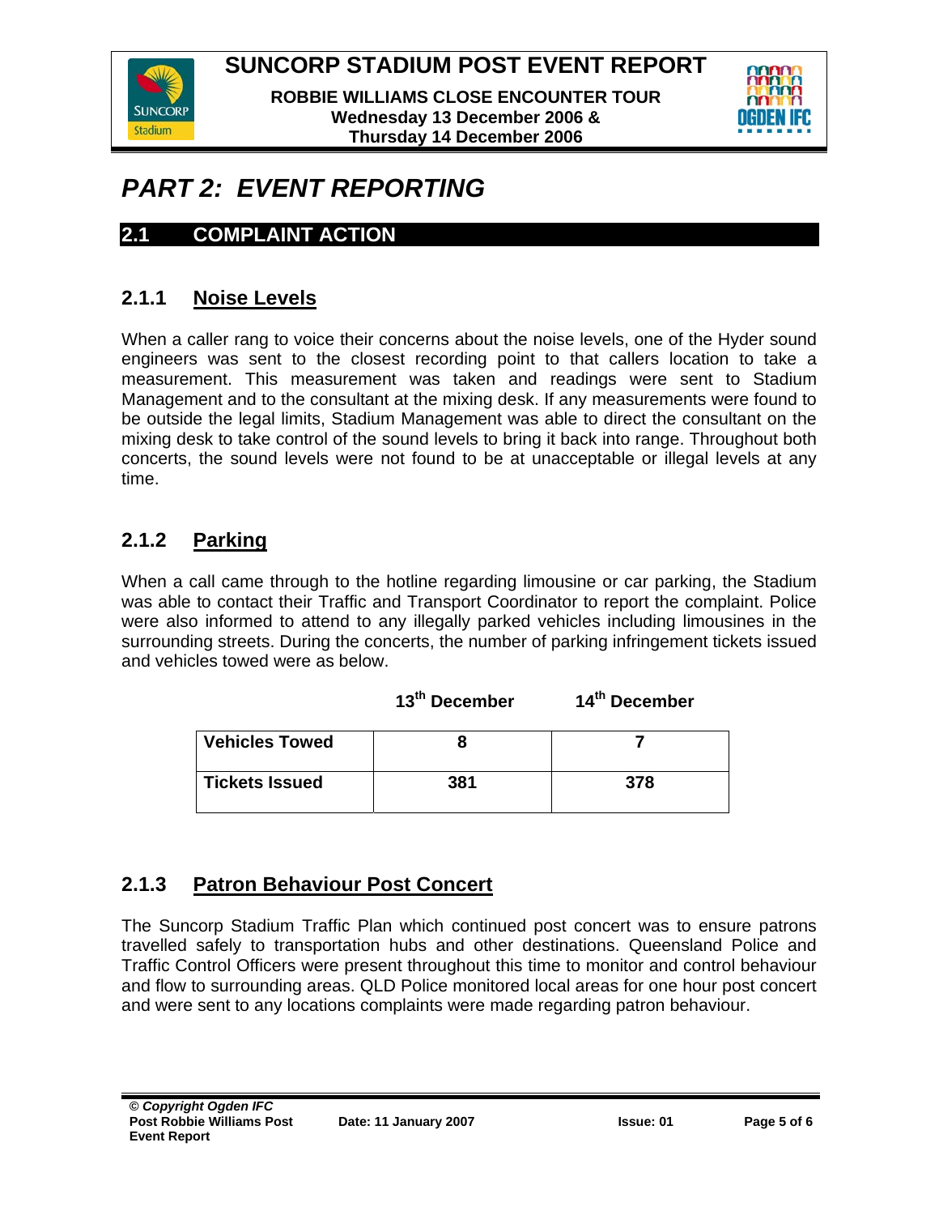# PART 2: EVENT REPORTING

## 2.1 COMPLAINT ACTION

### 2.1.1 Noise Levels

When a caller rang to voice their concerns about the noise levels, one of the Hyder sound engineers was sent to the closest recording point to that callers location to take a measurement. This measurement was taken and readings were sent to Stadium Management and to the consultant at the mixing desk. If any measurements were found to be outside the legal limits, Stadium Management was able to direct the consultant on the mixing desk to take control of the sound levels to bring it back into range. Throughout both concerts, the sound levels were not found to be at unacceptable or illegal levels at any time.

### 2.1.2 Parking

When a call came through to the hotline regarding limousine or car parking, the Stadium was able to contact their Traffic and Transport Coordinator to report the complaint. Police were also informed to attend to any illegally parked vehicles including limousines in the surrounding streets. During the concerts, the number of parking infringement tickets issued and vehicles towed were as below.

| | 13th December | 14th December |
|---|---|---|
| **Vehicles Towed** | **8** | **7** |
| **Tickets Issued** | **381** | **378** |

### 2.1.3 Patron Behaviour Post Concert

The Suncorp Stadium Traffic Plan which continued post concert was to ensure patrons travelled safely to transportation hubs and other destinations. Queensland Police and Traffic Control Officers were present throughout this time to monitor and control behaviour and flow to surrounding areas. QLD Police monitored local areas for one hour post concert and were sent to any locations complaints were made regarding patron behaviour.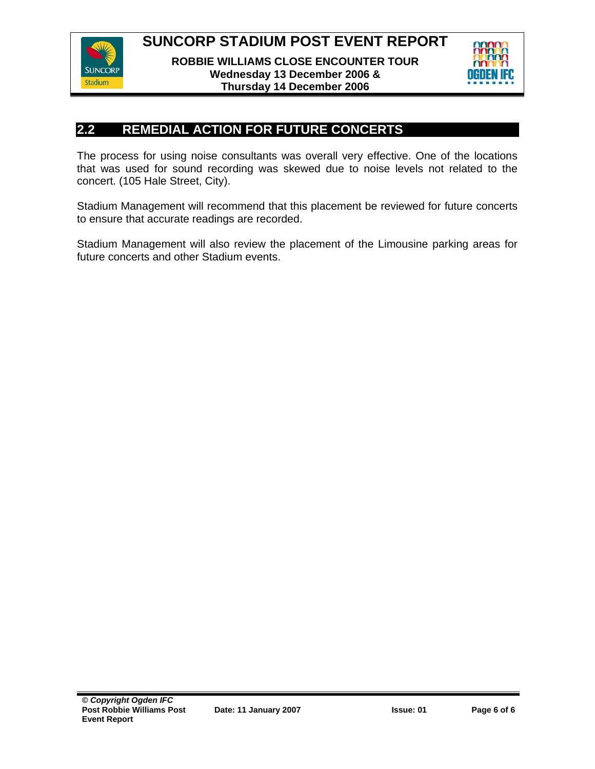## 2.2 REMEDIAL ACTION FOR FUTURE CONCERTS

The process for using noise consultants was overall very effective. One of the locations that was used for sound recording was skewed due to noise levels not related to the concert. (105 Hale Street, City).

Stadium Management will recommend that this placement be reviewed for future concerts to ensure that accurate readings are recorded.

Stadium Management will also review the placement of the Limousine parking areas for future concerts and other Stadium events.